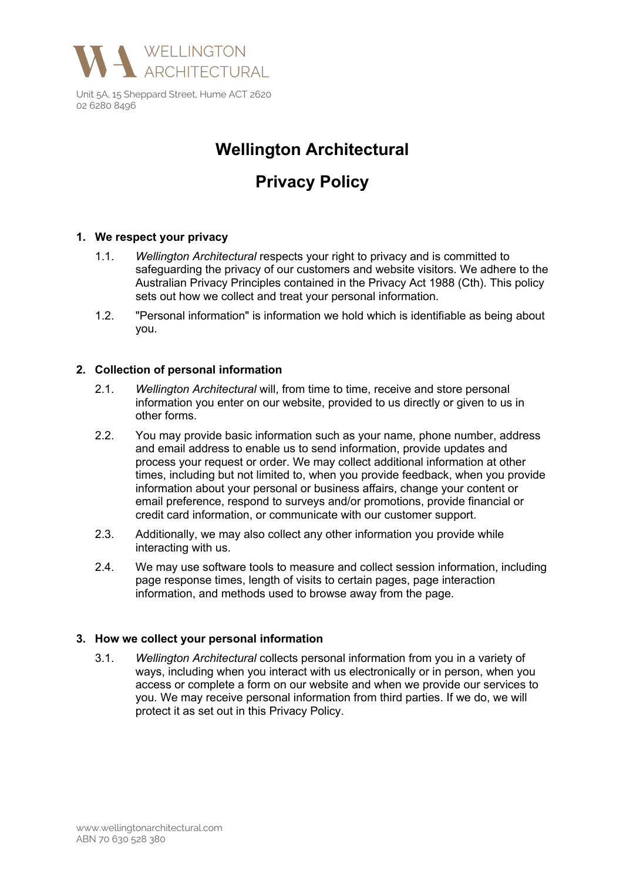WELLINGTON ARCHITECTURAL

Unit 5A, 15 Sheppard Street, Hume ACT 2620
02 6280 8496

# Wellington Architectural

# Privacy Policy

## 1. We respect your privacy

1.1. *Wellington Architectural* respects your right to privacy and is committed to safeguarding the privacy of our customers and website visitors. We adhere to the Australian Privacy Principles contained in the Privacy Act 1988 (Cth). This policy sets out how we collect and treat your personal information.

1.2. "Personal information" is information we hold which is identifiable as being about you.

## 2. Collection of personal information

2.1. *Wellington Architectural* will, from time to time, receive and store personal information you enter on our website, provided to us directly or given to us in other forms.

2.2. You may provide basic information such as your name, phone number, address and email address to enable us to send information, provide updates and process your request or order. We may collect additional information at other times, including but not limited to, when you provide feedback, when you provide information about your personal or business affairs, change your content or email preference, respond to surveys and/or promotions, provide financial or credit card information, or communicate with our customer support.

2.3. Additionally, we may also collect any other information you provide while interacting with us.

2.4. We may use software tools to measure and collect session information, including page response times, length of visits to certain pages, page interaction information, and methods used to browse away from the page.

## 3. How we collect your personal information

3.1. *Wellington Architectural* collects personal information from you in a variety of ways, including when you interact with us electronically or in person, when you access or complete a form on our website and when we provide our services to you. We may receive personal information from third parties. If we do, we will protect it as set out in this Privacy Policy.

www.wellingtonarchitectural.com
ABN 70 630 528 380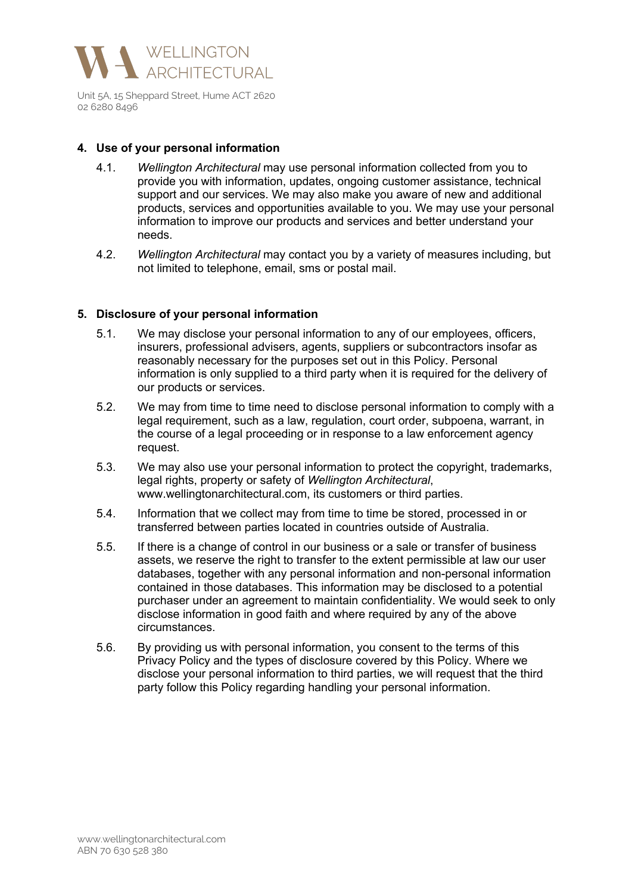## 4. Use of your personal information

4.1. *Wellington Architectural* may use personal information collected from you to provide you with information, updates, ongoing customer assistance, technical support and our services. We may also make you aware of new and additional products, services and opportunities available to you. We may use your personal information to improve our products and services and better understand your needs.

4.2. *Wellington Architectural* may contact you by a variety of measures including, but not limited to telephone, email, sms or postal mail.

## 5. Disclosure of your personal information

5.1. We may disclose your personal information to any of our employees, officers, insurers, professional advisers, agents, suppliers or subcontractors insofar as reasonably necessary for the purposes set out in this Policy. Personal information is only supplied to a third party when it is required for the delivery of our products or services.

5.2. We may from time to time need to disclose personal information to comply with a legal requirement, such as a law, regulation, court order, subpoena, warrant, in the course of a legal proceeding or in response to a law enforcement agency request.

5.3. We may also use your personal information to protect the copyright, trademarks, legal rights, property or safety of *Wellington Architectural*, www.wellingtonarchitectural.com, its customers or third parties.

5.4. Information that we collect may from time to time be stored, processed in or transferred between parties located in countries outside of Australia.

5.5. If there is a change of control in our business or a sale or transfer of business assets, we reserve the right to transfer to the extent permissible at law our user databases, together with any personal information and non-personal information contained in those databases. This information may be disclosed to a potential purchaser under an agreement to maintain confidentiality. We would seek to only disclose information in good faith and where required by any of the above circumstances.

5.6. By providing us with personal information, you consent to the terms of this Privacy Policy and the types of disclosure covered by this Policy. Where we disclose your personal information to third parties, we will request that the third party follow this Policy regarding handling your personal information.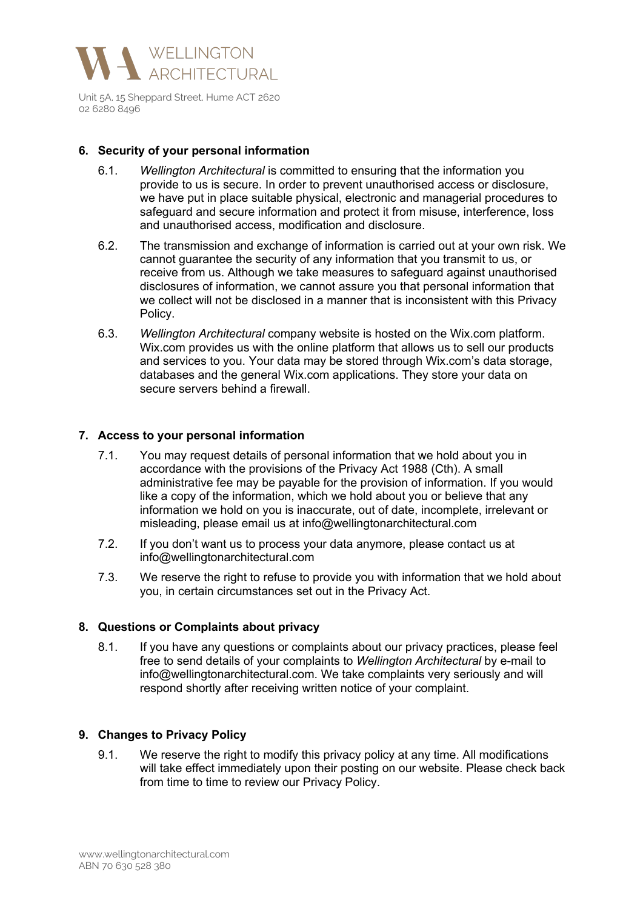## 6. Security of your personal information

6.1. *Wellington Architectural* is committed to ensuring that the information you provide to us is secure. In order to prevent unauthorised access or disclosure, we have put in place suitable physical, electronic and managerial procedures to safeguard and secure information and protect it from misuse, interference, loss and unauthorised access, modification and disclosure.

6.2. The transmission and exchange of information is carried out at your own risk. We cannot guarantee the security of any information that you transmit to us, or receive from us. Although we take measures to safeguard against unauthorised disclosures of information, we cannot assure you that personal information that we collect will not be disclosed in a manner that is inconsistent with this Privacy Policy.

6.3. *Wellington Architectural* company website is hosted on the Wix.com platform. Wix.com provides us with the online platform that allows us to sell our products and services to you. Your data may be stored through Wix.com's data storage, databases and the general Wix.com applications. They store your data on secure servers behind a firewall.

## 7. Access to your personal information

7.1. You may request details of personal information that we hold about you in accordance with the provisions of the Privacy Act 1988 (Cth). A small administrative fee may be payable for the provision of information. If you would like a copy of the information, which we hold about you or believe that any information we hold on you is inaccurate, out of date, incomplete, irrelevant or misleading, please email us at info@wellingtonarchitectural.com

7.2. If you don't want us to process your data anymore, please contact us at info@wellingtonarchitectural.com

7.3. We reserve the right to refuse to provide you with information that we hold about you, in certain circumstances set out in the Privacy Act.

## 8. Questions or Complaints about privacy

8.1. If you have any questions or complaints about our privacy practices, please feel free to send details of your complaints to *Wellington Architectural* by e-mail to info@wellingtonarchitectural.com. We take complaints very seriously and will respond shortly after receiving written notice of your complaint.

## 9. Changes to Privacy Policy

9.1. We reserve the right to modify this privacy policy at any time. All modifications will take effect immediately upon their posting on our website. Please check back from time to time to review our Privacy Policy.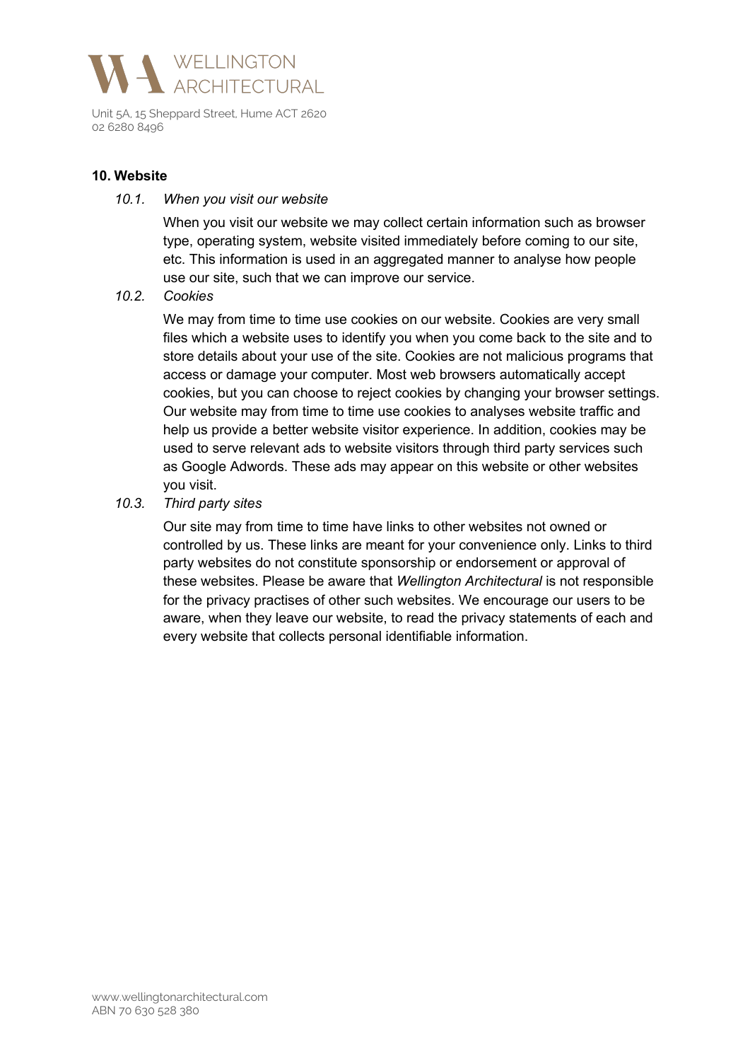## 10. Website

*10.1. When you visit our website*

When you visit our website we may collect certain information such as browser type, operating system, website visited immediately before coming to our site, etc. This information is used in an aggregated manner to analyse how people use our site, such that we can improve our service.

*10.2. Cookies*

We may from time to time use cookies on our website. Cookies are very small files which a website uses to identify you when you come back to the site and to store details about your use of the site. Cookies are not malicious programs that access or damage your computer. Most web browsers automatically accept cookies, but you can choose to reject cookies by changing your browser settings. Our website may from time to time use cookies to analyses website traffic and help us provide a better website visitor experience. In addition, cookies may be used to serve relevant ads to website visitors through third party services such as Google Adwords. These ads may appear on this website or other websites you visit.

*10.3. Third party sites*

Our site may from time to time have links to other websites not owned or controlled by us. These links are meant for your convenience only. Links to third party websites do not constitute sponsorship or endorsement or approval of these websites. Please be aware that *Wellington Architectural* is not responsible for the privacy practises of other such websites. We encourage our users to be aware, when they leave our website, to read the privacy statements of each and every website that collects personal identifiable information.